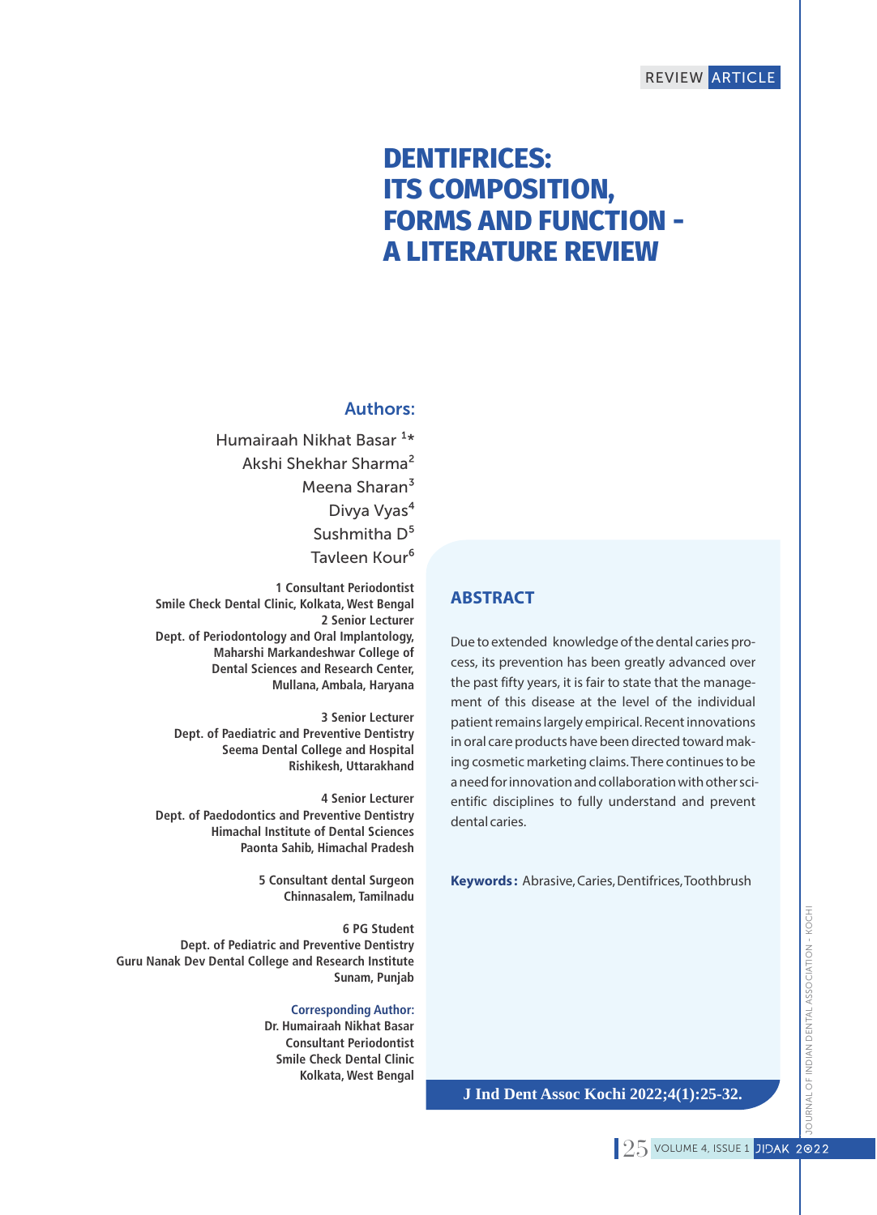REVIEW ARTICLE

# DENTIFRICES: ITS COMPOSITION, FORMS AND FUNCTION - A LITERATURE REVIEW

## Authors:

Humairaah Nikhat Basar [1*]
Akshi Shekhar Sharma[2]
Meena Sharan[3]
Divya Vyas[4]
Sushmitha D[5]
Tavleen Kour[6]

1 Consultant Periodontist
Smile Check Dental Clinic, Kolkata, West Bengal

2 Senior Lecturer
Dept. of Periodontology and Oral Implantology,
Maharshi Markandeshwar College of
Dental Sciences and Research Center,
Mullana, Ambala, Haryana

3 Senior Lecturer
Dept. of Paediatric and Preventive Dentistry
Seema Dental College and Hospital
Rishikesh, Uttarakhand

4 Senior Lecturer
Dept. of Paedodontics and Preventive Dentistry
Himachal Institute of Dental Sciences
Paonta Sahib, Himachal Pradesh

5 Consultant dental Surgeon
Chinnasalem, Tamilnadu

6 PG Student
Dept. of Pediatric and Preventive Dentistry
Guru Nanak Dev Dental College and Research Institute
Sunam, Punjab

**Corresponding Author:**
Dr. Humairaah Nikhat Basar
Consultant Periodontist
Smile Check Dental Clinic
Kolkata, West Bengal

## ABSTRACT

Due to extended knowledge of the dental caries process, its prevention has been greatly advanced over the past fifty years, it is fair to state that the management of this disease at the level of the individual patient remains largely empirical. Recent innovations in oral care products have been directed toward making cosmetic marketing claims. There continues to be a need for innovation and collaboration with other scientific disciplines to fully understand and prevent dental caries.

**Keywords:** Abrasive, Caries, Dentifrices, Toothbrush

J Ind Dent Assoc Kochi 2022;4(1):25-32.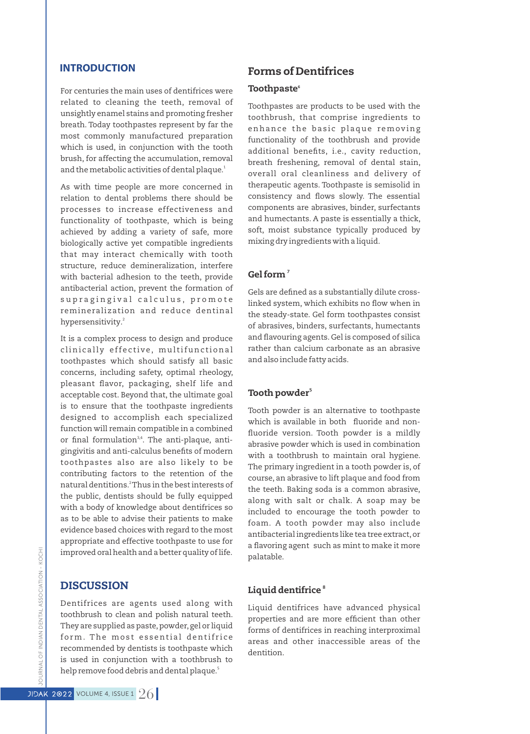## INTRODUCTION

For centuries the main uses of dentifrices were related to cleaning the teeth, removal of unsightly enamel stains and promoting fresher breath. Today toothpastes represent by far the most commonly manufactured preparation which is used, in conjunction with the tooth brush, for affecting the accumulation, removal and the metabolic activities of dental plaque.[1]

As with time people are more concerned in relation to dental problems there should be processes to increase effectiveness and functionality of toothpaste, which is being achieved by adding a variety of safe, more biologically active yet compatible ingredients that may interact chemically with tooth structure, reduce demineralization, interfere with bacterial adhesion to the teeth, provide antibacterial action, prevent the formation of supragingival calculus, promote remineralization and reduce dentinal hypersensitivity.[2]

It is a complex process to design and produce clinically effective, multifunctional toothpastes which should satisfy all basic concerns, including safety, optimal rheology, pleasant flavor, packaging, shelf life and acceptable cost. Beyond that, the ultimate goal is to ensure that the toothpaste ingredients designed to accomplish each specialized function will remain compatible in a combined or final formulation[3,4]. The anti-plaque, anti-gingivitis and anti-calculus benefits of modern toothpastes also are also likely to be contributing factors to the retention of the natural dentitions.[2] Thus in the best interests of the public, dentists should be fully equipped with a body of knowledge about dentifrices so as to be able to advise their patients to make evidence based choices with regard to the most appropriate and effective toothpaste to use for improved oral health and a better quality of life.

## DISCUSSION

Dentifrices are agents used along with toothbrush to clean and polish natural teeth. They are supplied as paste, powder, gel or liquid form. The most essential dentifrice recommended by dentists is toothpaste which is used in conjunction with a toothbrush to help remove food debris and dental plaque.[5]

## Forms of Dentifrices

### Toothpaste[6]

Toothpastes are products to be used with the toothbrush, that comprise ingredients to enhance the basic plaque removing functionality of the toothbrush and provide additional benefits, i.e., cavity reduction, breath freshening, removal of dental stain, overall oral cleanliness and delivery of therapeutic agents. Toothpaste is semisolid in consistency and flows slowly. The essential components are abrasives, binder, surfectants and humectants. A paste is essentially a thick, soft, moist substance typically produced by mixing dry ingredients with a liquid.

### Gel form [7]

Gels are defined as a substantially dilute cross-linked system, which exhibits no flow when in the steady-state. Gel form toothpastes consist of abrasives, binders, surfectants, humectants and flavouring agents. Gel is composed of silica rather than calcium carbonate as an abrasive and also include fatty acids.

### Tooth powder[5]

Tooth powder is an alternative to toothpaste which is available in both fluoride and non-fluoride version. Tooth powder is a mildly abrasive powder which is used in combination with a toothbrush to maintain oral hygiene. The primary ingredient in a tooth powder is, of course, an abrasive to lift plaque and food from the teeth. Baking soda is a common abrasive, along with salt or chalk. A soap may be included to encourage the tooth powder to foam. A tooth powder may also include antibacterial ingredients like tea tree extract, or a flavoring agent such as mint to make it more palatable.

### Liquid dentifrice [8]

Liquid dentifrices have advanced physical properties and are more efficient than other forms of dentifrices in reaching interproximal areas and other inaccessible areas of the dentition.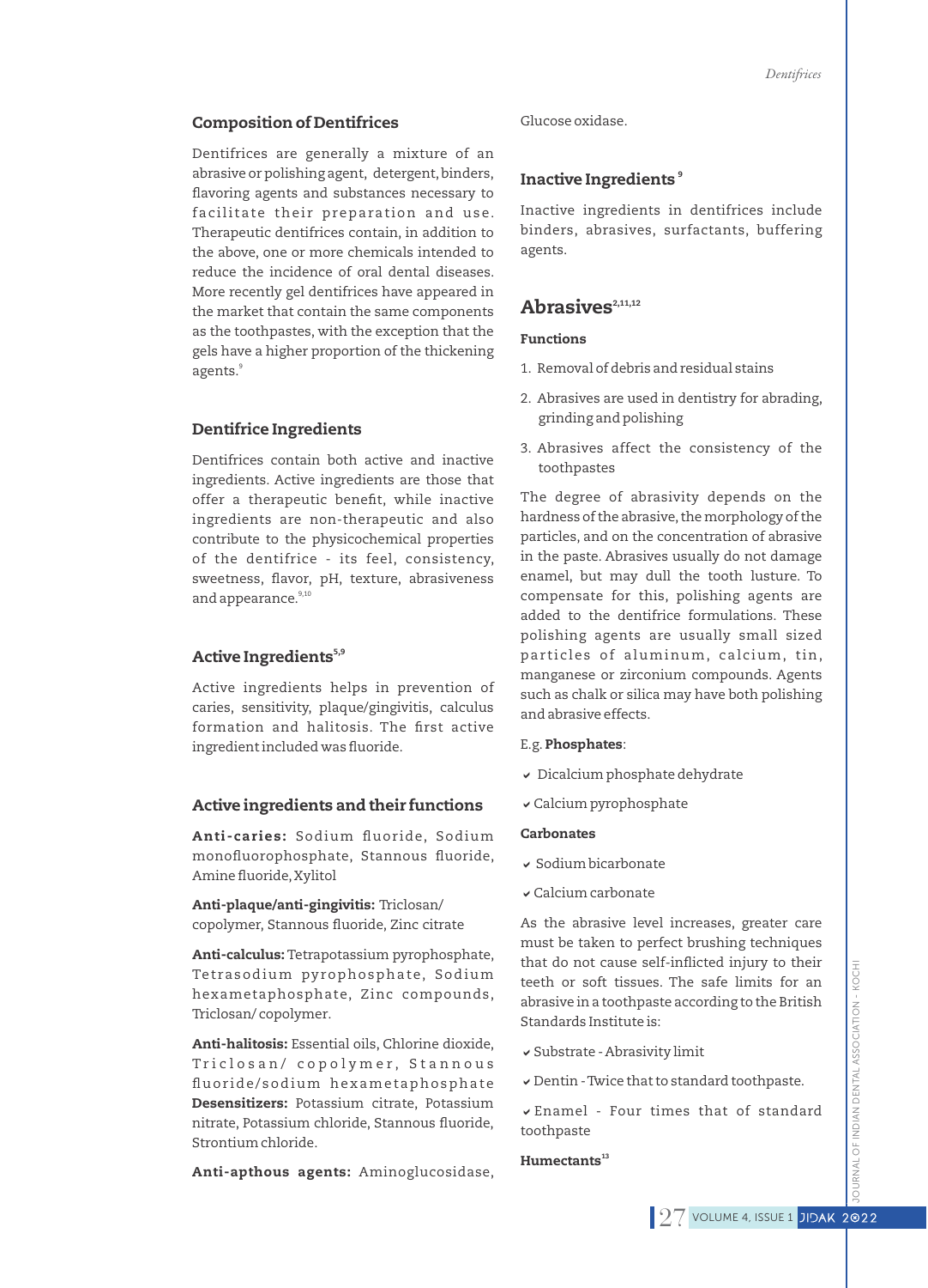## Composition of Dentifrices

Dentifrices are generally a mixture of an abrasive or polishing agent, detergent, binders, flavoring agents and substances necessary to facilitate their preparation and use. Therapeutic dentifrices contain, in addition to the above, one or more chemicals intended to reduce the incidence of oral dental diseases. More recently gel dentifrices have appeared in the market that contain the same components as the toothpastes, with the exception that the gels have a higher proportion of the thickening agents.[9]

## Dentifrice Ingredients

Dentifrices contain both active and inactive ingredients. Active ingredients are those that offer a therapeutic benefit, while inactive ingredients are non-therapeutic and also contribute to the physicochemical properties of the dentifrice - its feel, consistency, sweetness, flavor, pH, texture, abrasiveness and appearance.[9,10]

## Active Ingredients[5,9]

Active ingredients helps in prevention of caries, sensitivity, plaque/gingivitis, calculus formation and halitosis. The first active ingredient included was fluoride.

## Active ingredients and their functions

**Anti-caries:** Sodium fluoride, Sodium monofluorophosphate, Stannous fluoride, Amine fluoride, Xylitol

**Anti-plaque/anti-gingivitis:** Triclosan/ copolymer, Stannous fluoride, Zinc citrate

**Anti-calculus:** Tetrapotassium pyrophosphate, Tetrasodium pyrophosphate, Sodium hexametaphosphate, Zinc compounds, Triclosan/ copolymer.

**Anti-halitosis:** Essential oils, Chlorine dioxide, Triclosan/ copolymer, Stannous fluoride/sodium hexametaphosphate **Desensitizers:** Potassium citrate, Potassium nitrate, Potassium chloride, Stannous fluoride, Strontium chloride.

**Anti-apthous agents:** Aminoglucosidase, Glucose oxidase.

## Inactive Ingredients[9]

Inactive ingredients in dentifrices include binders, abrasives, surfactants, buffering agents.

## Abrasives[2,11,12]

**Functions**

1. Removal of debris and residual stains
2. Abrasives are used in dentistry for abrading, grinding and polishing
3. Abrasives affect the consistency of the toothpastes

The degree of abrasivity depends on the hardness of the abrasive, the morphology of the particles, and on the concentration of abrasive in the paste. Abrasives usually do not damage enamel, but may dull the tooth lusture. To compensate for this, polishing agents are added to the dentifrice formulations. These polishing agents are usually small sized particles of aluminum, calcium, tin, manganese or zirconium compounds. Agents such as chalk or silica may have both polishing and abrasive effects.

E.g. **Phosphates**:

- Dicalcium phosphate dehydrate
- Calcium pyrophosphate

**Carbonates**

- Sodium bicarbonate
- Calcium carbonate

As the abrasive level increases, greater care must be taken to perfect brushing techniques that do not cause self-inflicted injury to their teeth or soft tissues. The safe limits for an abrasive in a toothpaste according to the British Standards Institute is:

- Substrate - Abrasivity limit
- Dentin - Twice that to standard toothpaste.
- Enamel - Four times that of standard toothpaste

**Humectants**[13]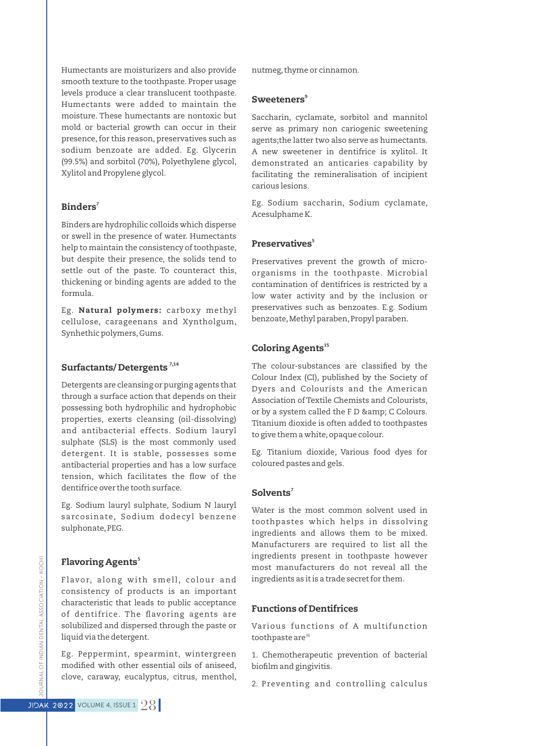Humectants are moisturizers and also provide smooth texture to the toothpaste. Proper usage levels produce a clear translucent toothpaste. Humectants were added to maintain the moisture. These humectants are nontoxic but mold or bacterial growth can occur in their presence, for this reason, preservatives such as sodium benzoate are added. Eg. Glycerin (99.5%) and sorbitol (70%), Polyethylene glycol, Xylitol and Propylene glycol.

## Binders[7]

Binders are hydrophilic colloids which disperse or swell in the presence of water. Humectants help to maintain the consistency of toothpaste, but despite their presence, the solids tend to settle out of the paste. To counteract this, thickening or binding agents are added to the formula.

Eg. **Natural polymers:** carboxy methyl cellulose, carageenans and Xyntholgum, Synhethic polymers, Gums.

## Surfactants/ Detergents[7,14]

Detergents are cleansing or purging agents that through a surface action that depends on their possessing both hydrophilic and hydrophobic properties, exerts cleansing (oil-dissolving) and antibacterial effects. Sodium lauryl sulphate (SLS) is the most commonly used detergent. It is stable, possesses some antibacterial properties and has a low surface tension, which facilitates the flow of the dentifrice over the tooth surface.

Eg. Sodium lauryl sulphate, Sodium N lauryl sarcosinate, Sodium dodecyl benzene sulphonate, PEG.

## Flavoring Agents[5]

Flavor, along with smell, colour and consistency of products is an important characteristic that leads to public acceptance of dentifrice. The flavoring agents are solubilized and dispersed through the paste or liquid via the detergent.

Eg. Peppermint, spearmint, wintergreen modified with other essential oils of aniseed, clove, caraway, eucalyptus, citrus, menthol, nutmeg, thyme or cinnamon.

## Sweeteners[9]

Saccharin, cyclamate, sorbitol and mannitol serve as primary non cariogenic sweetening agents;the latter two also serve as humectants. A new sweetener in dentifrice is xylitol. It demonstrated an anticaries capability by facilitating the remineralisation of incipient carious lesions.

Eg. Sodium saccharin, Sodium cyclamate, Acesulphame K.

## Preservatives[5]

Preservatives prevent the growth of micro-organisms in the toothpaste. Microbial contamination of dentifrices is restricted by a low water activity and by the inclusion or preservatives such as benzoates. E.g. Sodium benzoate, Methyl paraben, Propyl paraben.

## Coloring Agents[15]

The colour-substances are classified by the Colour Index (CI), published by the Society of Dyers and Colourists and the American Association of Textile Chemists and Colourists, or by a system called the F D &amp; C Colours. Titanium dioxide is often added to toothpastes to give them a white, opaque colour.

Eg. Titanium dioxide, Various food dyes for coloured pastes and gels.

## Solvents[7]

Water is the most common solvent used in toothpastes which helps in dissolving ingredients and allows them to be mixed. Manufacturers are required to list all the ingredients present in toothpaste however most manufacturers do not reveal all the ingredients as it is a trade secret for them.

## Functions of Dentifrices

Various functions of A multifunction toothpaste are[16]

1. Chemotherapeutic prevention of bacterial biofilm and gingivitis.

2. Preventing and controlling calculus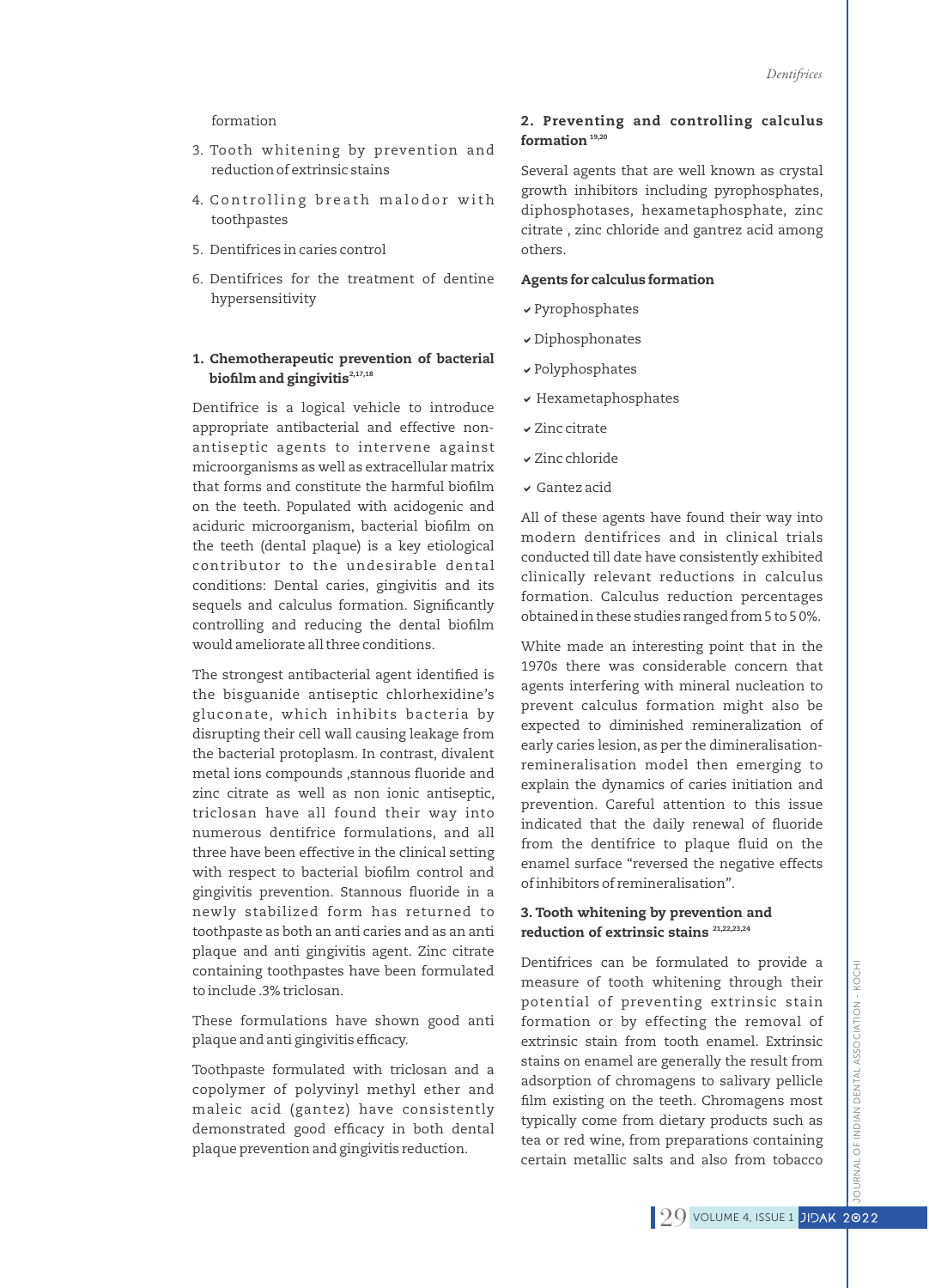formation

3. Tooth whitening by prevention and reduction of extrinsic stains

4. Controlling breath malodor with toothpastes

5. Dentifrices in caries control

6. Dentifrices for the treatment of dentine hypersensitivity

### 1. Chemotherapeutic prevention of bacterial biofilm and gingivitis[2,17,18]

Dentifrice is a logical vehicle to introduce appropriate antibacterial and effective non-antiseptic agents to intervene against microorganisms as well as extracellular matrix that forms and constitute the harmful biofilm on the teeth. Populated with acidogenic and aciduric microorganism, bacterial biofilm on the teeth (dental plaque) is a key etiological contributor to the undesirable dental conditions: Dental caries, gingivitis and its sequels and calculus formation. Significantly controlling and reducing the dental biofilm would ameliorate all three conditions.

The strongest antibacterial agent identified is the bisguanide antiseptic chlorhexidine's gluconate, which inhibits bacteria by disrupting their cell wall causing leakage from the bacterial protoplasm. In contrast, divalent metal ions compounds ,stannous fluoride and zinc citrate as well as non ionic antiseptic, triclosan have all found their way into numerous dentifrice formulations, and all three have been effective in the clinical setting with respect to bacterial biofilm control and gingivitis prevention. Stannous fluoride in a newly stabilized form has returned to toothpaste as both an anti caries and as an anti plaque and anti gingivitis agent. Zinc citrate containing toothpastes have been formulated to include .3% triclosan.

These formulations have shown good anti plaque and anti gingivitis efficacy.

Toothpaste formulated with triclosan and a copolymer of polyvinyl methyl ether and maleic acid (gantez) have consistently demonstrated good efficacy in both dental plaque prevention and gingivitis reduction.

### 2. Preventing and controlling calculus formation[19,20]

Several agents that are well known as crystal growth inhibitors including pyrophosphates, diphosphotases, hexametaphosphate, zinc citrate , zinc chloride and gantrez acid among others.

**Agents for calculus formation**

- Pyrophosphates
- Diphosphonates
- Polyphosphates
- Hexametaphosphates
- Zinc citrate
- Zinc chloride
- Gantez acid

All of these agents have found their way into modern dentifrices and in clinical trials conducted till date have consistently exhibited clinically relevant reductions in calculus formation. Calculus reduction percentages obtained in these studies ranged from 5 to 5 0%.

White made an interesting point that in the 1970s there was considerable concern that agents interfering with mineral nucleation to prevent calculus formation might also be expected to diminished remineralization of early caries lesion, as per the dimineralisation-remineralisation model then emerging to explain the dynamics of caries initiation and prevention. Careful attention to this issue indicated that the daily renewal of fluoride from the dentifrice to plaque fluid on the enamel surface "reversed the negative effects of inhibitors of remineralisation".

### 3. Tooth whitening by prevention and reduction of extrinsic stains[21,22,23,24]

Dentifrices can be formulated to provide a measure of tooth whitening through their potential of preventing extrinsic stain formation or by effecting the removal of extrinsic stain from tooth enamel. Extrinsic stains on enamel are generally the result from adsorption of chromagens to salivary pellicle film existing on the teeth. Chromagens most typically come from dietary products such as tea or red wine, from preparations containing certain metallic salts and also from tobacco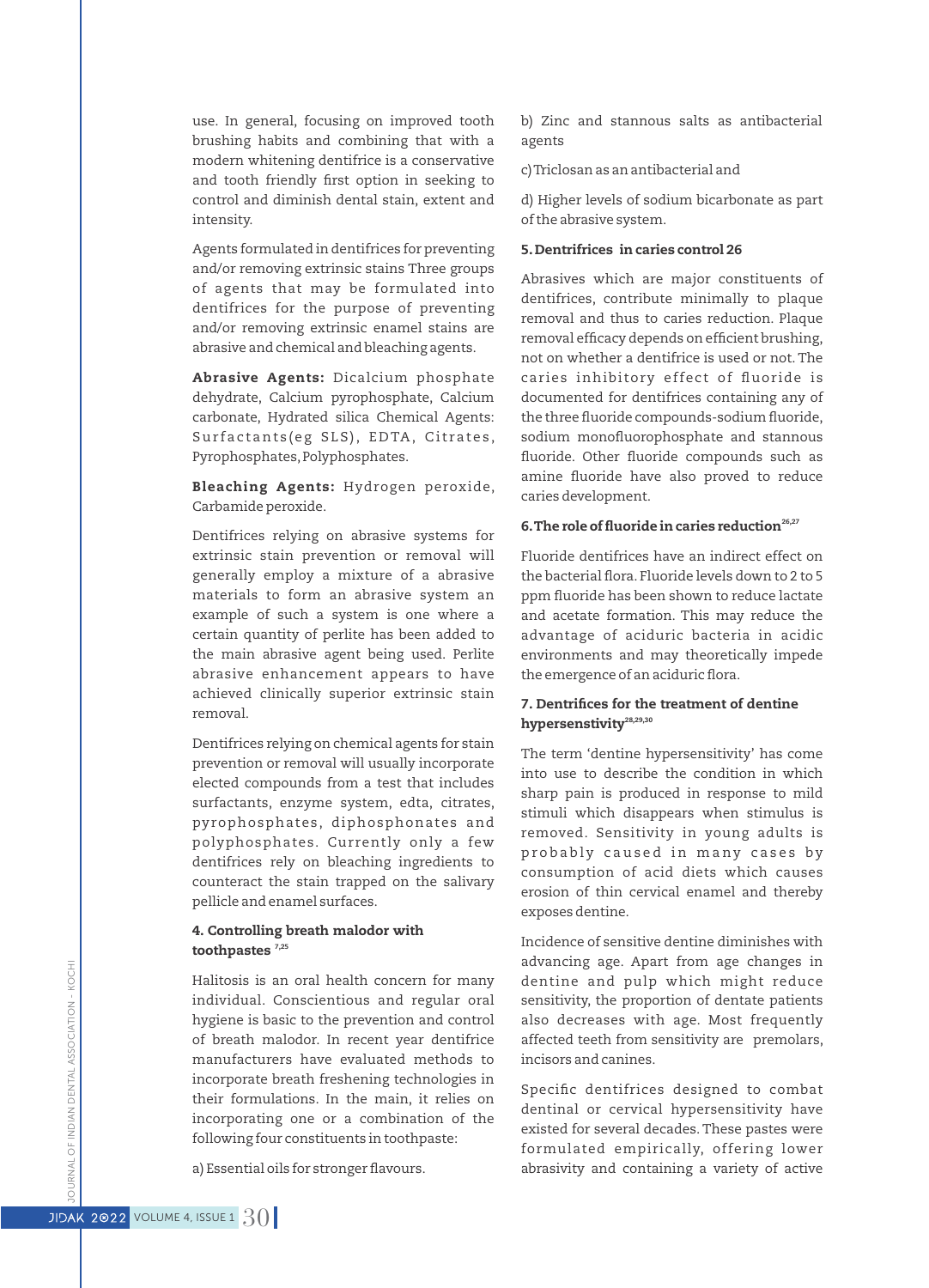use. In general, focusing on improved tooth brushing habits and combining that with a modern whitening dentifrice is a conservative and tooth friendly first option in seeking to control and diminish dental stain, extent and intensity.

Agents formulated in dentifrices for preventing and/or removing extrinsic stains Three groups of agents that may be formulated into dentifrices for the purpose of preventing and/or removing extrinsic enamel stains are abrasive and chemical and bleaching agents.

**Abrasive Agents:** Dicalcium phosphate dehydrate, Calcium pyrophosphate, Calcium carbonate, Hydrated silica Chemical Agents: Surfactants(eg SLS), EDTA, Citrates, Pyrophosphates, Polyphosphates.

**Bleaching Agents:** Hydrogen peroxide, Carbamide peroxide.

Dentifrices relying on abrasive systems for extrinsic stain prevention or removal will generally employ a mixture of a abrasive materials to form an abrasive system an example of such a system is one where a certain quantity of perlite has been added to the main abrasive agent being used. Perlite abrasive enhancement appears to have achieved clinically superior extrinsic stain removal.

Dentifrices relying on chemical agents for stain prevention or removal will usually incorporate elected compounds from a test that includes surfactants, enzyme system, edta, citrates, pyrophosphates, diphosphonates and polyphosphates. Currently only a few dentifrices rely on bleaching ingredients to counteract the stain trapped on the salivary pellicle and enamel surfaces.

### 4. Controlling breath malodor with toothpastes [7,25]

Halitosis is an oral health concern for many individual. Conscientious and regular oral hygiene is basic to the prevention and control of breath malodor. In recent year dentifrice manufacturers have evaluated methods to incorporate breath freshening technologies in their formulations. In the main, it relies on incorporating one or a combination of the following four constituents in toothpaste:

a) Essential oils for stronger flavours.

b) Zinc and stannous salts as antibacterial agents

c) Triclosan as an antibacterial and

d) Higher levels of sodium bicarbonate as part of the abrasive system.

### 5. Dentrifrices in caries control 26

Abrasives which are major constituents of dentifrices, contribute minimally to plaque removal and thus to caries reduction. Plaque removal efficacy depends on efficient brushing, not on whether a dentifrice is used or not. The caries inhibitory effect of fluoride is documented for dentifrices containing any of the three fluoride compounds-sodium fluoride, sodium monofluorophosphate and stannous fluoride. Other fluoride compounds such as amine fluoride have also proved to reduce caries development.

### 6. The role of fluoride in caries reduction[26,27]

Fluoride dentifrices have an indirect effect on the bacterial flora. Fluoride levels down to 2 to 5 ppm fluoride has been shown to reduce lactate and acetate formation. This may reduce the advantage of aciduric bacteria in acidic environments and may theoretically impede the emergence of an aciduric flora.

### 7. Dentrifices for the treatment of dentine hypersenstivity[28,29,30]

The term 'dentine hypersensitivity' has come into use to describe the condition in which sharp pain is produced in response to mild stimuli which disappears when stimulus is removed. Sensitivity in young adults is probably caused in many cases by consumption of acid diets which causes erosion of thin cervical enamel and thereby exposes dentine.

Incidence of sensitive dentine diminishes with advancing age. Apart from age changes in dentine and pulp which might reduce sensitivity, the proportion of dentate patients also decreases with age. Most frequently affected teeth from sensitivity are premolars, incisors and canines.

Specific dentifrices designed to combat dentinal or cervical hypersensitivity have existed for several decades. These pastes were formulated empirically, offering lower abrasivity and containing a variety of active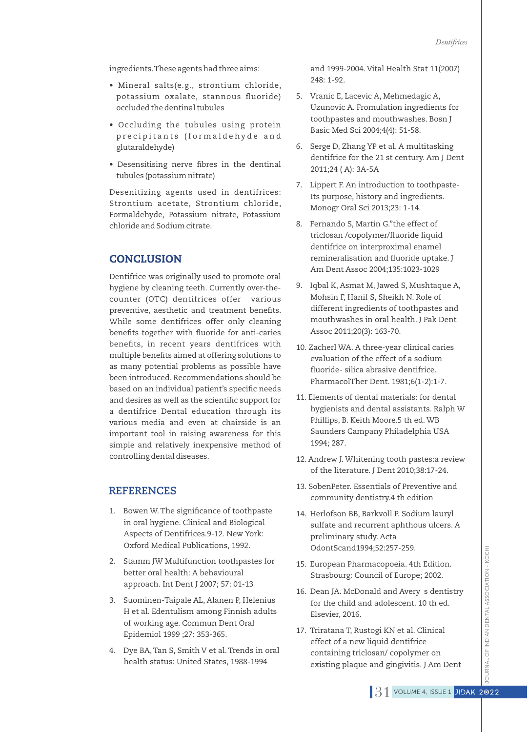ingredients. These agents had three aims:

- Mineral salts(e.g., strontium chloride, potassium oxalate, stannous fluoride) occluded the dentinal tubules
- Occluding the tubules using protein precipitants (formaldehyde and glutaraldehyde)
- Desensitising nerve fibres in the dentinal tubules (potassium nitrate)

Desenitizing agents used in dentifrices: Strontium acetate, Strontium chloride, Formaldehyde, Potassium nitrate, Potassium chloride and Sodium citrate.

## CONCLUSION

Dentifrice was originally used to promote oral hygiene by cleaning teeth. Currently over-the-counter (OTC) dentifrices offer various preventive, aesthetic and treatment benefits. While some dentifrices offer only cleaning benefits together with fluoride for anti-caries benefits, in recent years dentifrices with multiple benefits aimed at offering solutions to as many potential problems as possible have been introduced. Recommendations should be based on an individual patient's specific needs and desires as well as the scientific support for a dentifrice Dental education through its various media and even at chairside is an important tool in raising awareness for this simple and relatively inexpensive method of controlling dental diseases.

## REFERENCES

1. Bowen W. The significance of toothpaste in oral hygiene. Clinical and Biological Aspects of Dentifrices.9-12. New York: Oxford Medical Publications, 1992.
2. Stamm JW Multifunction toothpastes for better oral health: A behavioural approach. Int Dent J 2007; 57: 01-13
3. Suominen-Taipale AL, Alanen P, Helenius H et al. Edentulism among Finnish adults of working age. Commun Dent Oral Epidemiol 1999 ;27: 353-365.
4. Dye BA, Tan S, Smith V et al. Trends in oral health status: United States, 1988-1994 and 1999-2004. Vital Health Stat 11(2007) 248: 1-92.
5. Vranic E, Lacevic A, Mehmedagic A, Uzunovic A. Fromulation ingredients for toothpastes and mouthwashes. Bosn J Basic Med Sci 2004;4(4): 51-58.
6. Serge D, Zhang YP et al. A multitasking dentifrice for the 21 st century. Am J Dent 2011;24 ( A): 3A-5A
7. Lippert F. An introduction to toothpaste- Its purpose, history and ingredients. Monogr Oral Sci 2013;23: 1-14.
8. Fernando S, Martin G."the effect of triclosan /copolymer/fluoride liquid dentifrice on interproximal enamel remineralisation and fluoride uptake. J Am Dent Assoc 2004;135:1023-1029
9. Iqbal K, Asmat M, Jawed S, Mushtaque A, Mohsin F, Hanif S, Sheikh N. Role of different ingredients of toothpastes and mouthwashes in oral health. J Pak Dent Assoc 2011;20(3): 163-70.
10. Zacherl WA. A three-year clinical caries evaluation of the effect of a sodium fluoride- silica abrasive dentifrice. PharmacolTher Dent. 1981;6(1-2):1-7.
11. Elements of dental materials: for dental hygienists and dental assistants. Ralph W Phillips, B. Keith Moore.5 th ed. WB Saunders Campany Philadelphia USA 1994; 287.
12. Andrew J. Whitening tooth pastes:a review of the literature. J Dent 2010;38:17-24.
13. SobenPeter. Essentials of Preventive and community dentistry.4 th edition
14. Herlofson BB, Barkvoll P. Sodium lauryl sulfate and recurrent aphthous ulcers. A preliminary study. Acta OdontScand1994;52:257-259.
15. European Pharmacopoeia. 4th Edition. Strasbourg: Council of Europe; 2002.
16. Dean JA. McDonald and Avery s dentistry for the child and adolescent. 10 th ed. Elsevier, 2016.
17. Triratana T, Rustogi KN et al. Clinical effect of a new liquid dentifrice containing triclosan/ copolymer on existing plaque and gingivitis. J Am Dent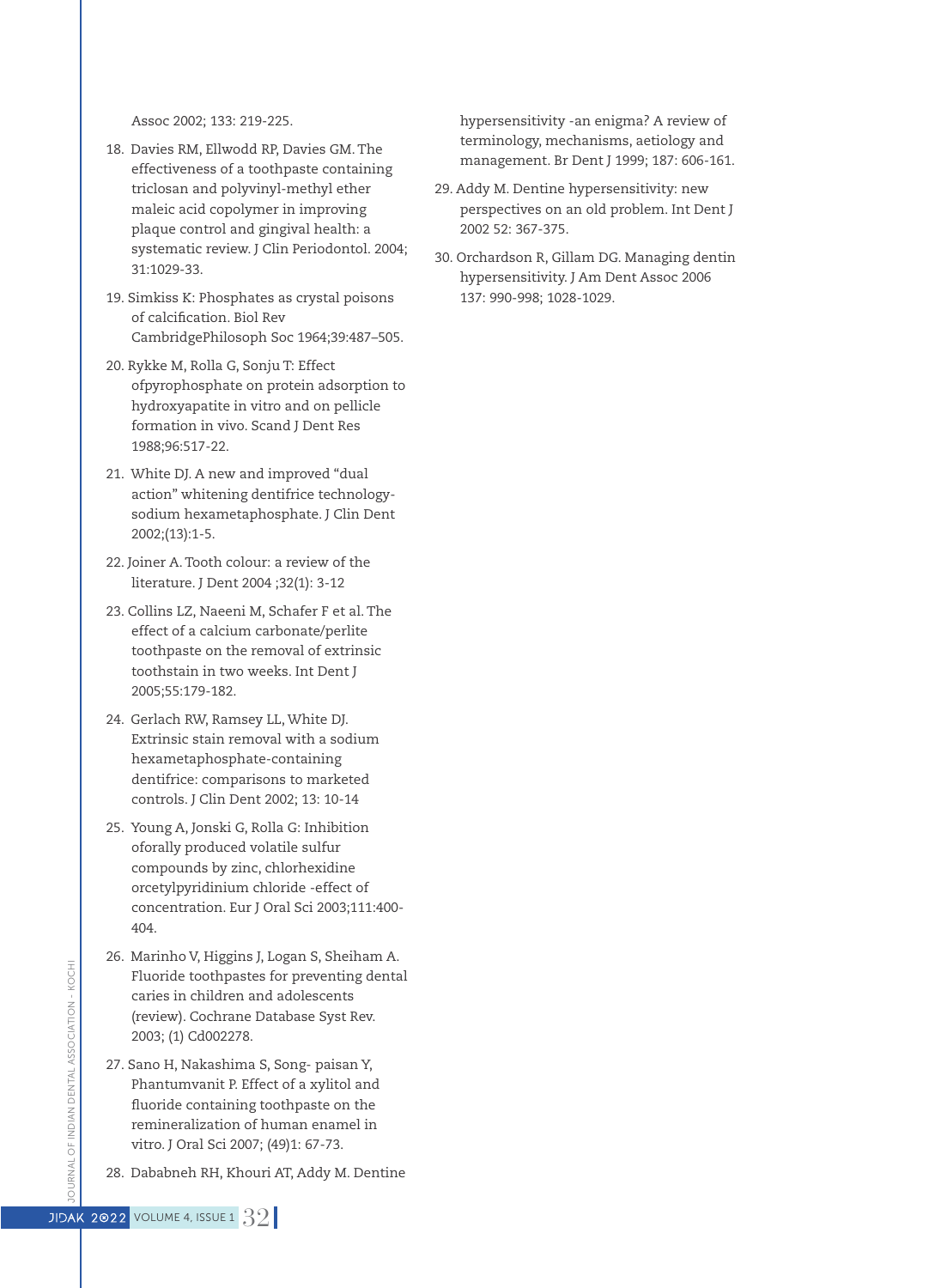Assoc 2002; 133: 219-225.

18. Davies RM, Ellwodd RP, Davies GM. The effectiveness of a toothpaste containing triclosan and polyvinyl-methyl ether maleic acid copolymer in improving plaque control and gingival health: a systematic review. J Clin Periodontol. 2004; 31:1029-33.

19. Simkiss K: Phosphates as crystal poisons of calcification. Biol Rev CambridgePhilosoph Soc 1964;39:487–505.

20. Rykke M, Rolla G, Sonju T: Effect ofpyrophosphate on protein adsorption to hydroxyapatite in vitro and on pellicle formation in vivo. Scand J Dent Res 1988;96:517-22.

21. White DJ. A new and improved "dual action" whitening dentifrice technology-sodium hexametaphosphate. J Clin Dent 2002;(13):1-5.

22. Joiner A. Tooth colour: a review of the literature. J Dent 2004 ;32(1): 3-12

23. Collins LZ, Naeeni M, Schafer F et al. The effect of a calcium carbonate/perlite toothpaste on the removal of extrinsic toothstain in two weeks. Int Dent J 2005;55:179-182.

24. Gerlach RW, Ramsey LL, White DJ. Extrinsic stain removal with a sodium hexametaphosphate-containing dentifrice: comparisons to marketed controls. J Clin Dent 2002; 13: 10-14

25. Young A, Jonski G, Rolla G: Inhibition oforally produced volatile sulfur compounds by zinc, chlorhexidine orcetylpyridinium chloride -effect of concentration. Eur J Oral Sci 2003;111:400-404.

26. Marinho V, Higgins J, Logan S, Sheiham A. Fluoride toothpastes for preventing dental caries in children and adolescents (review). Cochrane Database Syst Rev. 2003; (1) Cd002278.

27. Sano H, Nakashima S, Song- paisan Y, Phantumvanit P. Effect of a xylitol and fluoride containing toothpaste on the remineralization of human enamel in vitro. J Oral Sci 2007; (49)1: 67-73.

28. Dababneh RH, Khouri AT, Addy M. Dentine hypersensitivity -an enigma? A review of terminology, mechanisms, aetiology and management. Br Dent J 1999; 187: 606-161.

29. Addy M. Dentine hypersensitivity: new perspectives on an old problem. Int Dent J 2002 52: 367-375.

30. Orchardson R, Gillam DG. Managing dentin hypersensitivity. J Am Dent Assoc 2006 137: 990-998; 1028-1029.